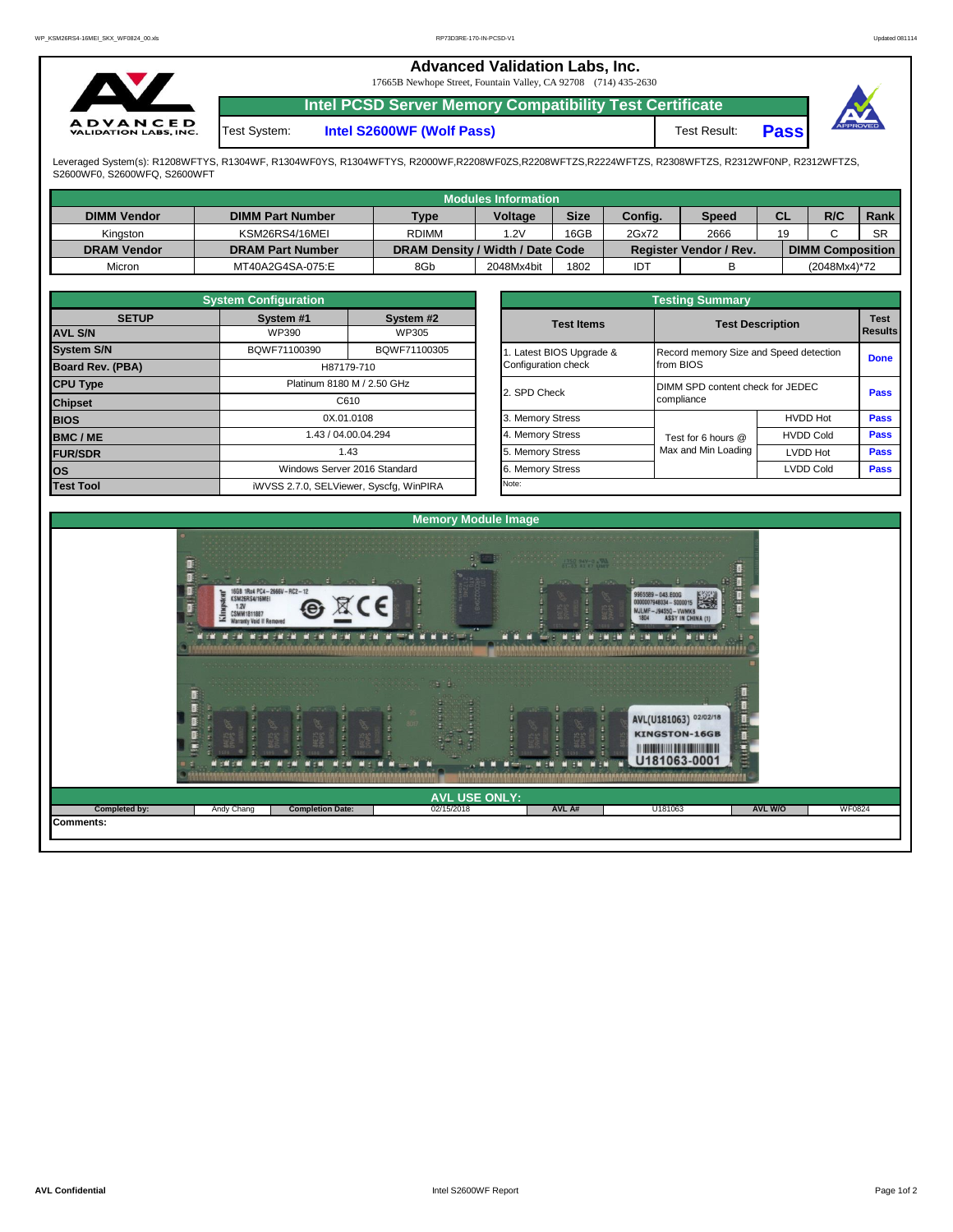# Advanced Validation Labs, Inc.

17665B Newhope Street, Fountain Valley, CA 92708 (714) 435-2630

## Intel PCSD Server Memory Compatibility Test Certificate

Test System: **Intel S2600WF (Wolf Pass)**

Test Result: **Pass**

Leveraged System(s): R1208WFTYS, R1304WF, R1304WF0YS, R1304WFTYS, R2000WF,R2208WF0ZS,R2208WFTZS,R2224WFTZS, R2308WFTZS, R2312WF0NP, R2312WFTZS, S2600WF0, S2600WFQ, S2600WFT

### Modules Information

| DIMM Vendor | DIMM Part Number | Type | Voltage | Size | Config. | Speed | CL | R/C | Rank |
|---|---|---|---|---|---|---|---|---|---|
| Kingston | KSM26RS4/16MEI | RDIMM | 1.2V | 16GB | 2Gx72 | 2666 | 19 | C | SR |
| **DRAM Vendor** | **DRAM Part Number** | **DRAM Density / Width / Date Code** | | | **Register Vendor / Rev.** | | **DIMM Composition** | | |
| Micron | MT40A2G4SA-075:E | 8Gb | 2048Mx4bit | 1802 | IDT | B | (2048Mx4)*72 | | |

### System Configuration

| SETUP | System #1 | System #2 |
|---|---|---|
| AVL S/N | WP390 | WP305 |
| System S/N | BQWF71100390 | BQWF71100305 |
| Board Rev. (PBA) | H87179-710 | |
| CPU Type | Platinum 8180 M / 2.50 GHz | |
| Chipset | C610 | |
| BIOS | 0X.01.0108 | |
| BMC / ME | 1.43 / 04.00.04.294 | |
| FUR/SDR | 1.43 | |
| OS | Windows Server 2016 Standard | |
| Test Tool | iWVSS 2.7.0, SELViewer, Syscfg, WinPIRA | |

### Testing Summary

| Test Items | Test Description | | Test Results |
|---|---|---|---|
| 1. Latest BIOS Upgrade & Configuration check | Record memory Size and Speed detection from BIOS | | Done |
| 2. SPD Check | DIMM SPD content check for JEDEC compliance | | Pass |
| 3. Memory Stress | Test for 6 hours @ Max and Min Loading | HVDD Hot | Pass |
| 4. Memory Stress | | HVDD Cold | Pass |
| 5. Memory Stress | | LVDD Hot | Pass |
| 6. Memory Stress | | LVDD Cold | Pass |
| Note: | | | |

### Memory Module Image

### AVL USE ONLY:

| Completed by: | Andy Chang | Completion Date: | 02/15/2018 | AVL A# | U181063 | AVL W/O | WF0824 |
|---|---|---|---|---|---|---|---|

**Comments:**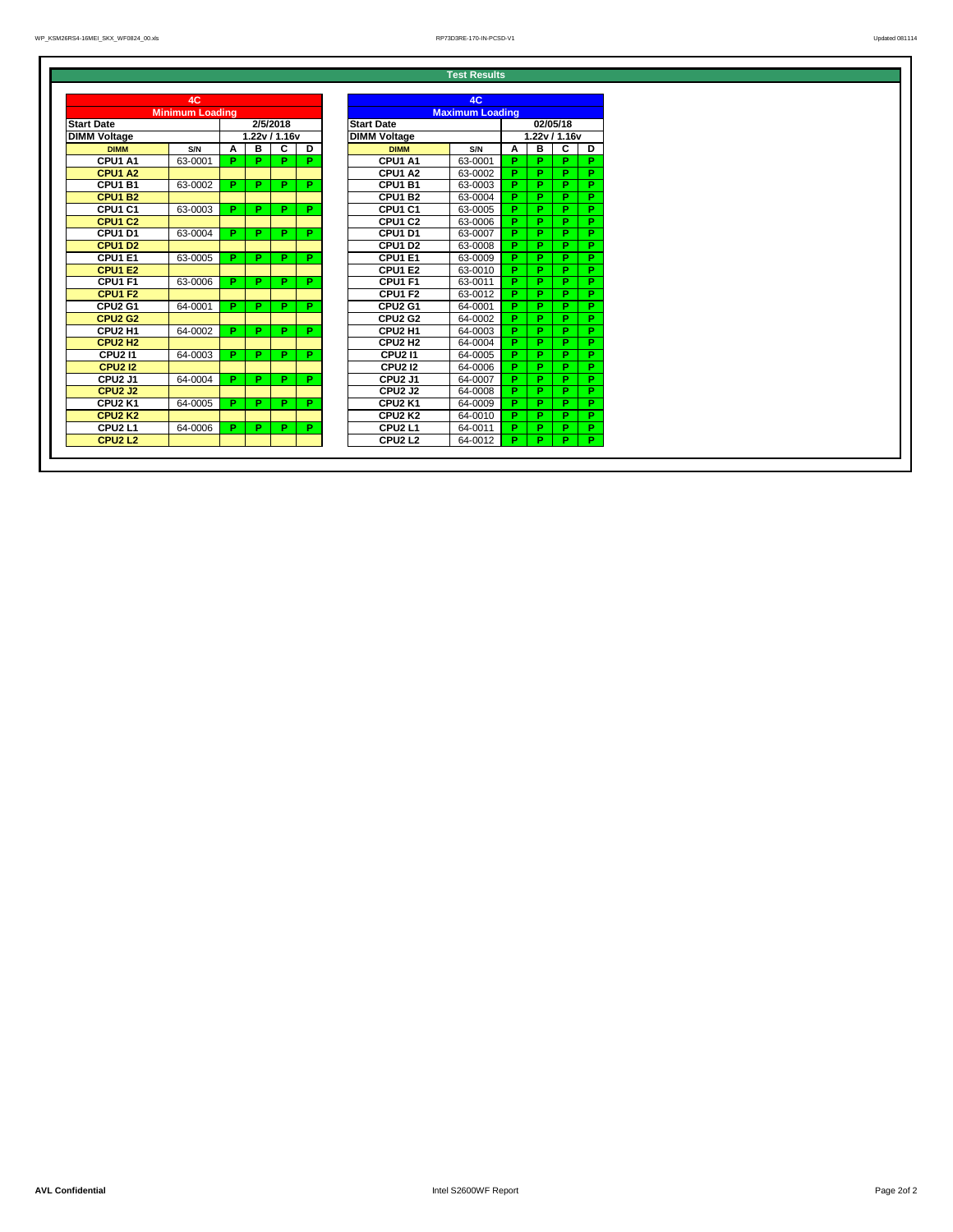## Test Results

| 4C Minimum Loading | | | | | |
|---|---|---|---|---|---|
| **Start Date** | | 2/5/2018 | | | |
| **DIMM Voltage** | | 1.22v / 1.16v | | | |
| **DIMM** | **S/N** | **A** | **B** | **C** | **D** |
| CPU1 A1 | 63-0001 | P | P | P | P |
| CPU1 A2 | | | | | |
| CPU1 B1 | 63-0002 | P | P | P | P |
| CPU1 B2 | | | | | |
| CPU1 C1 | 63-0003 | P | P | P | P |
| CPU1 C2 | | | | | |
| CPU1 D1 | 63-0004 | P | P | P | P |
| CPU1 D2 | | | | | |
| CPU1 E1 | 63-0005 | P | P | P | P |
| CPU1 E2 | | | | | |
| CPU1 F1 | 63-0006 | P | P | P | P |
| CPU1 F2 | | | | | |
| CPU2 G1 | 64-0001 | P | P | P | P |
| CPU2 G2 | | | | | |
| CPU2 H1 | 64-0002 | P | P | P | P |
| CPU2 H2 | | | | | |
| CPU2 I1 | 64-0003 | P | P | P | P |
| CPU2 I2 | | | | | |
| CPU2 J1 | 64-0004 | P | P | P | P |
| CPU2 J2 | | | | | |
| CPU2 K1 | 64-0005 | P | P | P | P |
| CPU2 K2 | | | | | |
| CPU2 L1 | 64-0006 | P | P | P | P |
| CPU2 L2 | | | | | |

| 4C Maximum Loading | | | | | |
|---|---|---|---|---|---|
| **Start Date** | | 02/05/18 | | | |
| **DIMM Voltage** | | 1.22v / 1.16v | | | |
| **DIMM** | **S/N** | **A** | **B** | **C** | **D** |
| CPU1 A1 | 63-0001 | P | P | P | P |
| CPU1 A2 | 63-0002 | P | P | P | P |
| CPU1 B1 | 63-0003 | P | P | P | P |
| CPU1 B2 | 63-0004 | P | P | P | P |
| CPU1 C1 | 63-0005 | P | P | P | P |
| CPU1 C2 | 63-0006 | P | P | P | P |
| CPU1 D1 | 63-0007 | P | P | P | P |
| CPU1 D2 | 63-0008 | P | P | P | P |
| CPU1 E1 | 63-0009 | P | P | P | P |
| CPU1 E2 | 63-0010 | P | P | P | P |
| CPU1 F1 | 63-0011 | P | P | P | P |
| CPU1 F2 | 63-0012 | P | P | P | P |
| CPU2 G1 | 64-0001 | P | P | P | P |
| CPU2 G2 | 64-0002 | P | P | P | P |
| CPU2 H1 | 64-0003 | P | P | P | P |
| CPU2 H2 | 64-0004 | P | P | P | P |
| CPU2 I1 | 64-0005 | P | P | P | P |
| CPU2 I2 | 64-0006 | P | P | P | P |
| CPU2 J1 | 64-0007 | P | P | P | P |
| CPU2 J2 | 64-0008 | P | P | P | P |
| CPU2 K1 | 64-0009 | P | P | P | P |
| CPU2 K2 | 64-0010 | P | P | P | P |
| CPU2 L1 | 64-0011 | P | P | P | P |
| CPU2 L2 | 64-0012 | P | P | P | P |